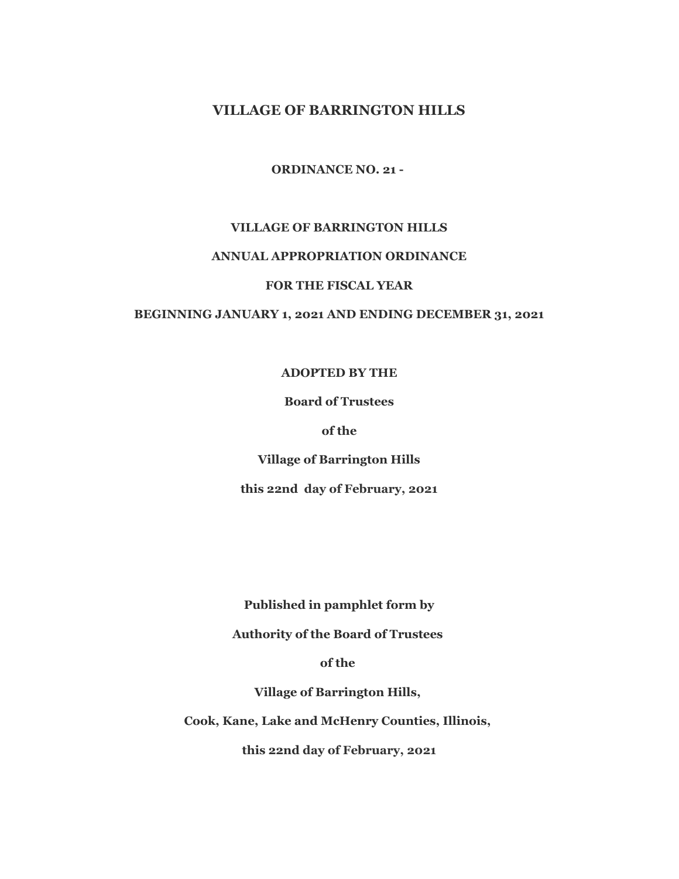# VILLAGE OF BARRINGTON HILLS

**ORDINANCE NO. 21 -**

**VILLAGE OF BARRINGTON HILLS**

**ANNUAL APPROPRIATION ORDINANCE**

**FOR THE FISCAL YEAR**

**BEGINNING JANUARY 1, 2021 AND ENDING DECEMBER 31, 2021**

**ADOPTED BY THE**

**Board of Trustees**

**of the**

**Village of Barrington Hills**

**this 22nd day of February, 2021**

**Published in pamphlet form by**

**Authority of the Board of Trustees**

**of the**

**Village of Barrington Hills,**

**Cook, Kane, Lake and McHenry Counties, Illinois,**

**this 22nd day of February, 2021**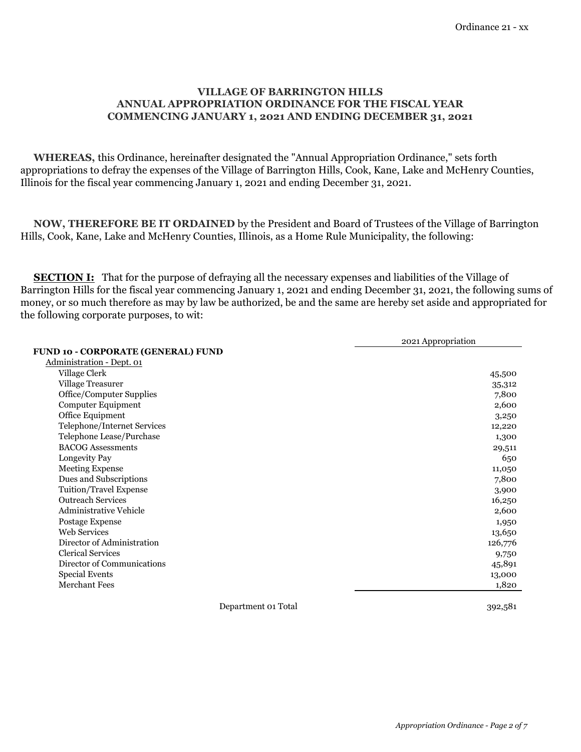Ordinance 21 - xx

**VILLAGE OF BARRINGTON HILLS**
**ANNUAL APPROPRIATION ORDINANCE FOR THE FISCAL YEAR**
**COMMENCING JANUARY 1, 2021 AND ENDING DECEMBER 31, 2021**

**WHEREAS,** this Ordinance, hereinafter designated the "Annual Appropriation Ordinance," sets forth appropriations to defray the expenses of the Village of Barrington Hills, Cook, Kane, Lake and McHenry Counties, Illinois for the fiscal year commencing January 1, 2021 and ending December 31, 2021.

**NOW, THEREFORE BE IT ORDAINED** by the President and Board of Trustees of the Village of Barrington Hills, Cook, Kane, Lake and McHenry Counties, Illinois, as a Home Rule Municipality, the following:

**SECTION I:** That for the purpose of defraying all the necessary expenses and liabilities of the Village of Barrington Hills for the fiscal year commencing January 1, 2021 and ending December 31, 2021, the following sums of money, or so much therefore as may by law be authorized, be and the same are hereby set aside and appropriated for the following corporate purposes, to wit:

| | 2021 Appropriation |
|---|---|
| **FUND 10 - CORPORATE (GENERAL) FUND** | |
| Administration - Dept. 01 | |
| Village Clerk | 45,500 |
| Village Treasurer | 35,312 |
| Office/Computer Supplies | 7,800 |
| Computer Equipment | 2,600 |
| Office Equipment | 3,250 |
| Telephone/Internet Services | 12,220 |
| Telephone Lease/Purchase | 1,300 |
| BACOG Assessments | 29,511 |
| Longevity Pay | 650 |
| Meeting Expense | 11,050 |
| Dues and Subscriptions | 7,800 |
| Tuition/Travel Expense | 3,900 |
| Outreach Services | 16,250 |
| Administrative Vehicle | 2,600 |
| Postage Expense | 1,950 |
| Web Services | 13,650 |
| Director of Administration | 126,776 |
| Clerical Services | 9,750 |
| Director of Communications | 45,891 |
| Special Events | 13,000 |
| Merchant Fees | 1,820 |
| Department 01 Total | 392,581 |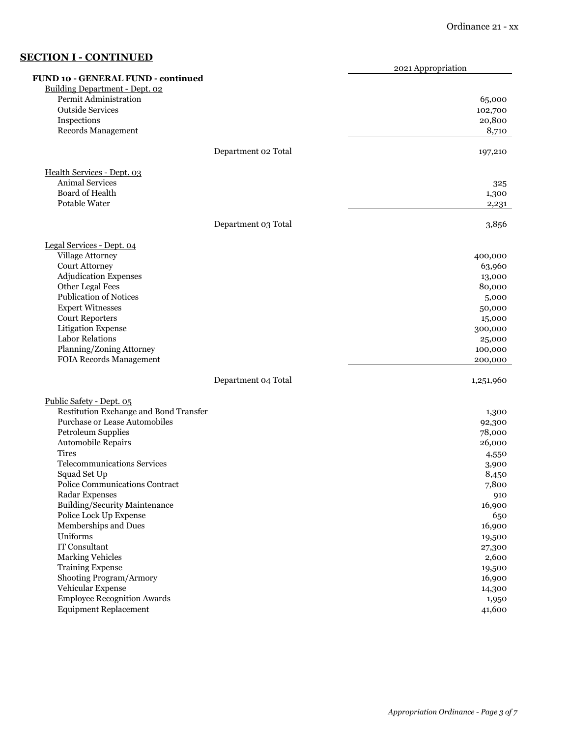## SECTION I - CONTINUED

| | | 2021 Appropriation |
|---|---|---|
| **FUND 10 - GENERAL FUND - continued** | | |
| Building Department - Dept. 02 | | |
| Permit Administration | | 65,000 |
| Outside Services | | 102,700 |
| Inspections | | 20,800 |
| Records Management | | 8,710 |
| | Department 02 Total | 197,210 |
| Health Services - Dept. 03 | | |
| Animal Services | | 325 |
| Board of Health | | 1,300 |
| Potable Water | | 2,231 |
| | Department 03 Total | 3,856 |
| Legal Services - Dept. 04 | | |
| Village Attorney | | 400,000 |
| Court Attorney | | 63,960 |
| Adjudication Expenses | | 13,000 |
| Other Legal Fees | | 80,000 |
| Publication of Notices | | 5,000 |
| Expert Witnesses | | 50,000 |
| Court Reporters | | 15,000 |
| Litigation Expense | | 300,000 |
| Labor Relations | | 25,000 |
| Planning/Zoning Attorney | | 100,000 |
| FOIA Records Management | | 200,000 |
| | Department 04 Total | 1,251,960 |
| Public Safety - Dept. 05 | | |
| Restitution Exchange and Bond Transfer | | 1,300 |
| Purchase or Lease Automobiles | | 92,300 |
| Petroleum Supplies | | 78,000 |
| Automobile Repairs | | 26,000 |
| Tires | | 4,550 |
| Telecommunications Services | | 3,900 |
| Squad Set Up | | 8,450 |
| Police Communications Contract | | 7,800 |
| Radar Expenses | | 910 |
| Building/Security Maintenance | | 16,900 |
| Police Lock Up Expense | | 650 |
| Memberships and Dues | | 16,900 |
| Uniforms | | 19,500 |
| IT Consultant | | 27,300 |
| Marking Vehicles | | 2,600 |
| Training Expense | | 19,500 |
| Shooting Program/Armory | | 16,900 |
| Vehicular Expense | | 14,300 |
| Employee Recognition Awards | | 1,950 |
| Equipment Replacement | | 41,600 |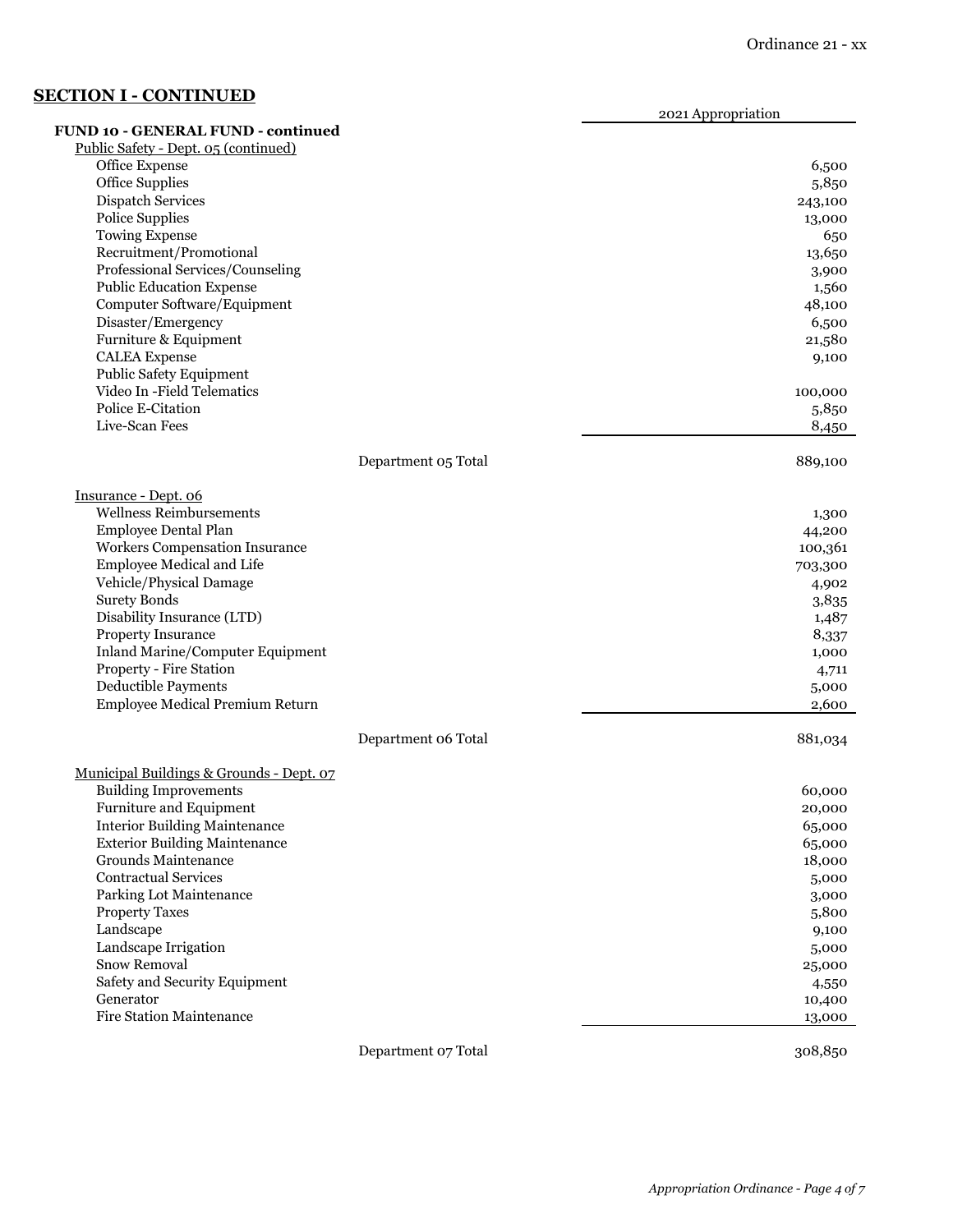## SECTION I - CONTINUED

| | | 2021 Appropriation |
|---|---|---|
| **FUND 10 - GENERAL FUND - continued** | | |
| Public Safety - Dept. 05 (continued) | | |
| Office Expense | | 6,500 |
| Office Supplies | | 5,850 |
| Dispatch Services | | 243,100 |
| Police Supplies | | 13,000 |
| Towing Expense | | 650 |
| Recruitment/Promotional | | 13,650 |
| Professional Services/Counseling | | 3,900 |
| Public Education Expense | | 1,560 |
| Computer Software/Equipment | | 48,100 |
| Disaster/Emergency | | 6,500 |
| Furniture & Equipment | | 21,580 |
| CALEA Expense | | 9,100 |
| Public Safety Equipment Video In -Field Telematics | | 100,000 |
| Police E-Citation | | 5,850 |
| Live-Scan Fees | | 8,450 |
| | Department 05 Total | 889,100 |
| Insurance - Dept. 06 | | |
| Wellness Reimbursements | | 1,300 |
| Employee Dental Plan | | 44,200 |
| Workers Compensation Insurance | | 100,361 |
| Employee Medical and Life | | 703,300 |
| Vehicle/Physical Damage | | 4,902 |
| Surety Bonds | | 3,835 |
| Disability Insurance (LTD) | | 1,487 |
| Property Insurance | | 8,337 |
| Inland Marine/Computer Equipment | | 1,000 |
| Property - Fire Station | | 4,711 |
| Deductible Payments | | 5,000 |
| Employee Medical Premium Return | | 2,600 |
| | Department 06 Total | 881,034 |
| Municipal Buildings & Grounds - Dept. 07 | | |
| Building Improvements | | 60,000 |
| Furniture and Equipment | | 20,000 |
| Interior Building Maintenance | | 65,000 |
| Exterior Building Maintenance | | 65,000 |
| Grounds Maintenance | | 18,000 |
| Contractual Services | | 5,000 |
| Parking Lot Maintenance | | 3,000 |
| Property Taxes | | 5,800 |
| Landscape | | 9,100 |
| Landscape Irrigation | | 5,000 |
| Snow Removal | | 25,000 |
| Safety and Security Equipment | | 4,550 |
| Generator | | 10,400 |
| Fire Station Maintenance | | 13,000 |
| | Department 07 Total | 308,850 |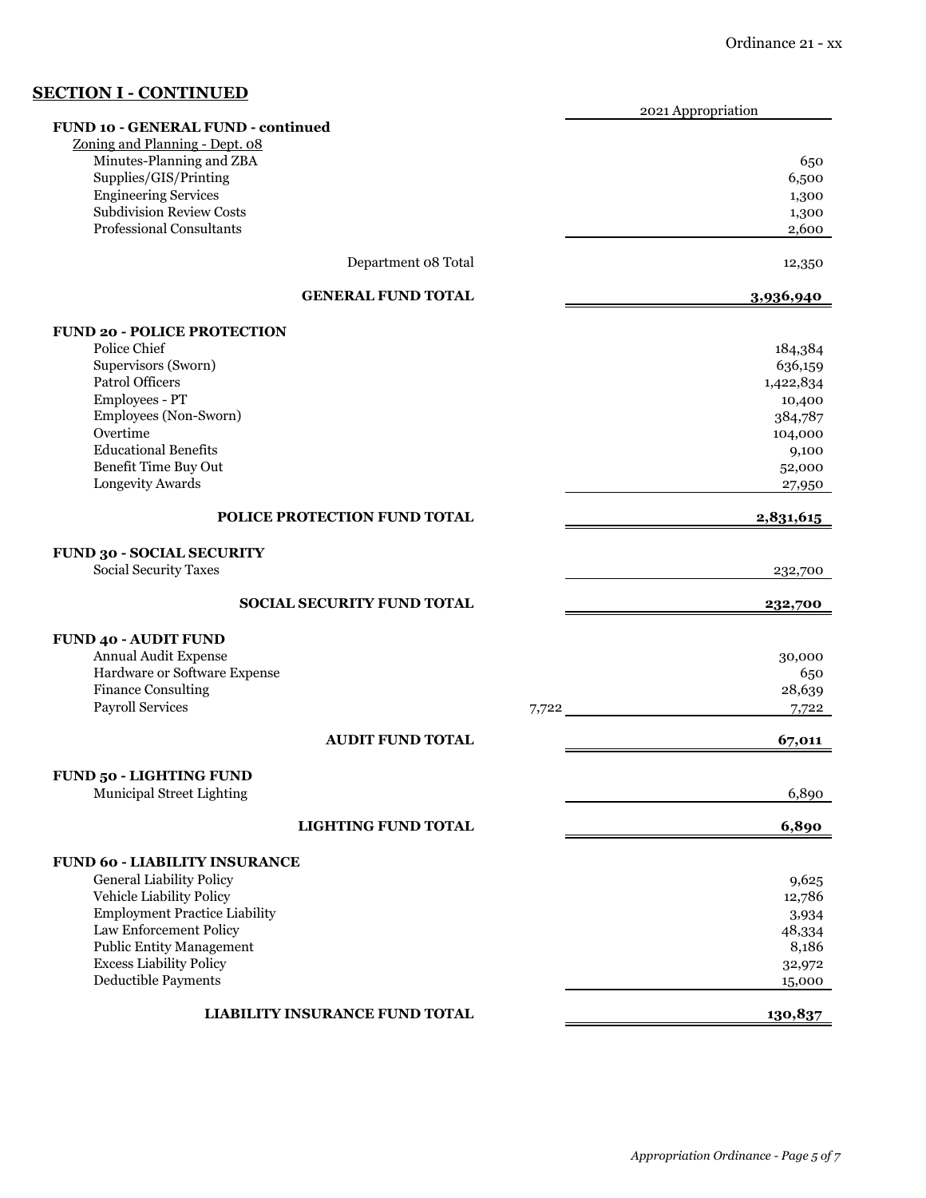## SECTION I - CONTINUED

| | | 2021 Appropriation |
|---|---|---|
| **FUND 10 - GENERAL FUND - continued** | | |
| Zoning and Planning - Dept. 08 | | |
| Minutes-Planning and ZBA | | 650 |
| Supplies/GIS/Printing | | 6,500 |
| Engineering Services | | 1,300 |
| Subdivision Review Costs | | 1,300 |
| Professional Consultants | | 2,600 |
| Department 08 Total | | 12,350 |
| **GENERAL FUND TOTAL** | | **3,936,940** |
| **FUND 20 - POLICE PROTECTION** | | |
| Police Chief | | 184,384 |
| Supervisors (Sworn) | | 636,159 |
| Patrol Officers | | 1,422,834 |
| Employees - PT | | 10,400 |
| Employees (Non-Sworn) | | 384,787 |
| Overtime | | 104,000 |
| Educational Benefits | | 9,100 |
| Benefit Time Buy Out | | 52,000 |
| Longevity Awards | | 27,950 |
| **POLICE PROTECTION FUND TOTAL** | | **2,831,615** |
| **FUND 30 - SOCIAL SECURITY** | | |
| Social Security Taxes | | 232,700 |
| **SOCIAL SECURITY FUND TOTAL** | | **232,700** |
| **FUND 40 - AUDIT FUND** | | |
| Annual Audit Expense | | 30,000 |
| Hardware or Software Expense | | 650 |
| Finance Consulting | | 28,639 |
| Payroll Services | 7,722 | 7,722 |
| **AUDIT FUND TOTAL** | | **67,011** |
| **FUND 50 - LIGHTING FUND** | | |
| Municipal Street Lighting | | 6,890 |
| **LIGHTING FUND TOTAL** | | **6,890** |
| **FUND 60 - LIABILITY INSURANCE** | | |
| General Liability Policy | | 9,625 |
| Vehicle Liability Policy | | 12,786 |
| Employment Practice Liability | | 3,934 |
| Law Enforcement Policy | | 48,334 |
| Public Entity Management | | 8,186 |
| Excess Liability Policy | | 32,972 |
| Deductible Payments | | 15,000 |
| **LIABILITY INSURANCE FUND TOTAL** | | **130,837** |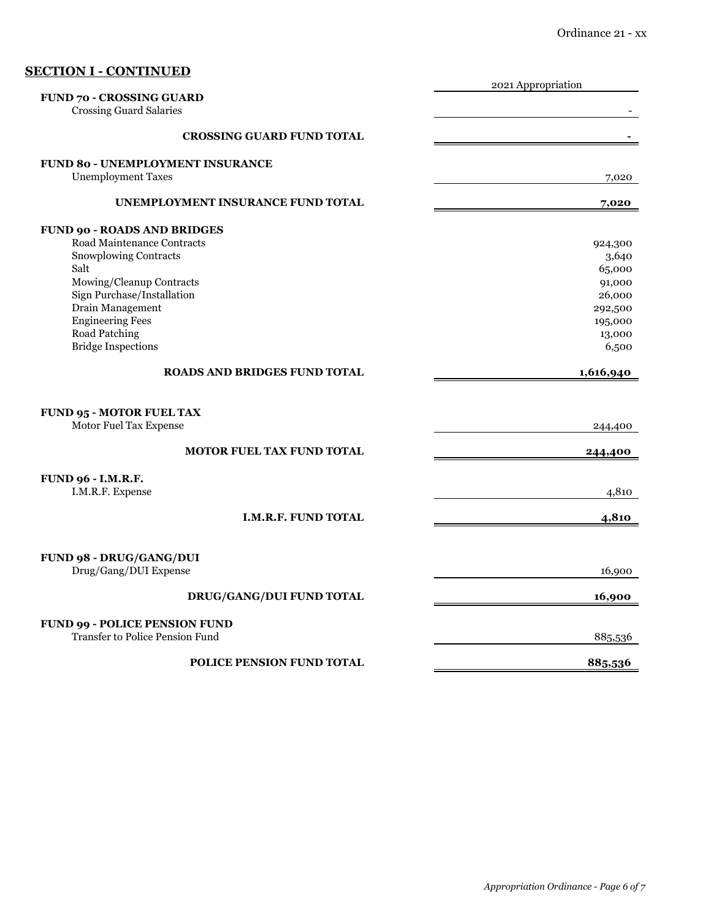## SECTION I - CONTINUED

| | 2021 Appropriation |
|---|---|
| **FUND 70 - CROSSING GUARD** | |
| Crossing Guard Salaries | - |
| **CROSSING GUARD FUND TOTAL** | **-** |
| **FUND 80 - UNEMPLOYMENT INSURANCE** | |
| Unemployment Taxes | 7,020 |
| **UNEMPLOYMENT INSURANCE FUND TOTAL** | **7,020** |
| **FUND 90 - ROADS AND BRIDGES** | |
| Road Maintenance Contracts | 924,300 |
| Snowplowing Contracts | 3,640 |
| Salt | 65,000 |
| Mowing/Cleanup Contracts | 91,000 |
| Sign Purchase/Installation | 26,000 |
| Drain Management | 292,500 |
| Engineering Fees | 195,000 |
| Road Patching | 13,000 |
| Bridge Inspections | 6,500 |
| **ROADS AND BRIDGES FUND TOTAL** | **1,616,940** |
| **FUND 95 - MOTOR FUEL TAX** | |
| Motor Fuel Tax Expense | 244,400 |
| **MOTOR FUEL TAX FUND TOTAL** | **244,400** |
| **FUND 96 - I.M.R.F.** | |
| I.M.R.F. Expense | 4,810 |
| **I.M.R.F. FUND TOTAL** | **4,810** |
| **FUND 98 - DRUG/GANG/DUI** | |
| Drug/Gang/DUI Expense | 16,900 |
| **DRUG/GANG/DUI FUND TOTAL** | **16,900** |
| **FUND 99 - POLICE PENSION FUND** | |
| Transfer to Police Pension Fund | 885,536 |
| **POLICE PENSION FUND TOTAL** | **885,536** |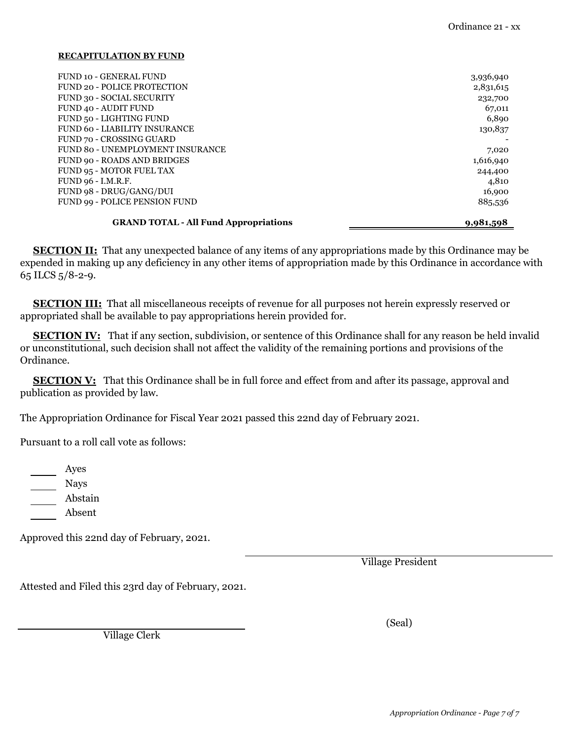### RECAPITULATION BY FUND

| | |
|---|---|
| FUND 10 - GENERAL FUND | 3,936,940 |
| FUND 20 - POLICE PROTECTION | 2,831,615 |
| FUND 30 - SOCIAL SECURITY | 232,700 |
| FUND 40 - AUDIT FUND | 67,011 |
| FUND 50 - LIGHTING FUND | 6,890 |
| FUND 60 - LIABILITY INSURANCE | 130,837 |
| FUND 70 - CROSSING GUARD | - |
| FUND 80 - UNEMPLOYMENT INSURANCE | 7,020 |
| FUND 90 - ROADS AND BRIDGES | 1,616,940 |
| FUND 95 - MOTOR FUEL TAX | 244,400 |
| FUND 96 - I.M.R.F. | 4,810 |
| FUND 98 - DRUG/GANG/DUI | 16,900 |
| FUND 99 - POLICE PENSION FUND | 885,536 |
| **GRAND TOTAL - All Fund Appropriations** | **9,981,598** |

**SECTION II:** That any unexpected balance of any items of any appropriations made by this Ordinance may be expended in making up any deficiency in any other items of appropriation made by this Ordinance in accordance with 65 ILCS 5/8-2-9.

**SECTION III:** That all miscellaneous receipts of revenue for all purposes not herein expressly reserved or appropriated shall be available to pay appropriations herein provided for.

**SECTION IV:** That if any section, subdivision, or sentence of this Ordinance shall for any reason be held invalid or unconstitutional, such decision shall not affect the validity of the remaining portions and provisions of the Ordinance.

**SECTION V:** That this Ordinance shall be in full force and effect from and after its passage, approval and publication as provided by law.

The Appropriation Ordinance for Fiscal Year 2021 passed this 22nd day of February 2021.

Pursuant to a roll call vote as follows:

_____ Ayes
_____ Nays
_____ Abstain
_____ Absent

Approved this 22nd day of February, 2021.

_______________________________
Village President

Attested and Filed this 23rd day of February, 2021.

_______________________________
Village Clerk

(Seal)